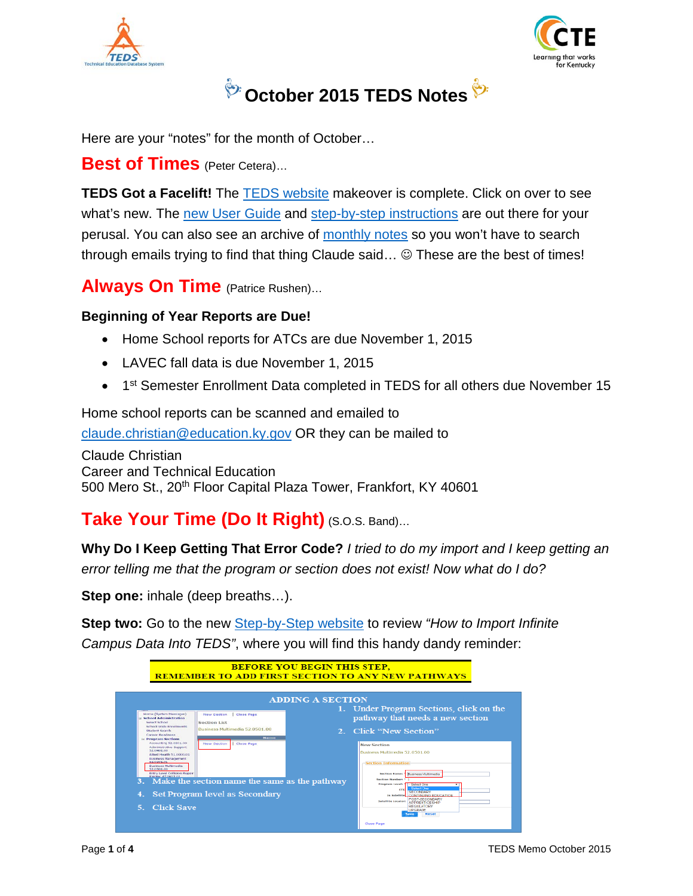# October 2015 TEDS Notes

Here are your "notes" for the month of October…

## Best of Times (Peter Cetera)…

**TEDS Got a Facelift!** The TEDS website makeover is complete. Click on over to see what's new. The new User Guide and step-by-step instructions are out there for your perusal. You can also see an archive of monthly notes so you won't have to search through emails trying to find that thing Claude said… ☺ These are the best of times!

## Always On Time (Patrice Rushen)…

**Beginning of Year Reports are Due!**

- Home School reports for ATCs are due November 1, 2015
- LAVEC fall data is due November 1, 2015
- 1st Semester Enrollment Data completed in TEDS for all others due November 15

Home school reports can be scanned and emailed to claude.christian@education.ky.gov OR they can be mailed to

Claude Christian
Career and Technical Education
500 Mero St., 20th Floor Capital Plaza Tower, Frankfort, KY 40601

## Take Your Time (Do It Right) (S.O.S. Band)…

**Why Do I Keep Getting That Error Code?** *I tried to do my import and I keep getting an error telling me that the program or section does not exist! Now what do I do?*

**Step one:** inhale (deep breaths…).

**Step two:** Go to the new Step-by-Step website to review *"How to Import Infinite Campus Data Into TEDS"*, where you will find this handy dandy reminder:

BEFORE YOU BEGIN THIS STEP,
REMEMBER TO ADD FIRST SECTION TO ANY NEW PATHWAYS

ADDING A SECTION

1. Under Program Sections, click on the pathway that needs a new section
2. Click "New Section"
3. Make the section name the same as the pathway
4. Set Program level as Secondary
5. Click Save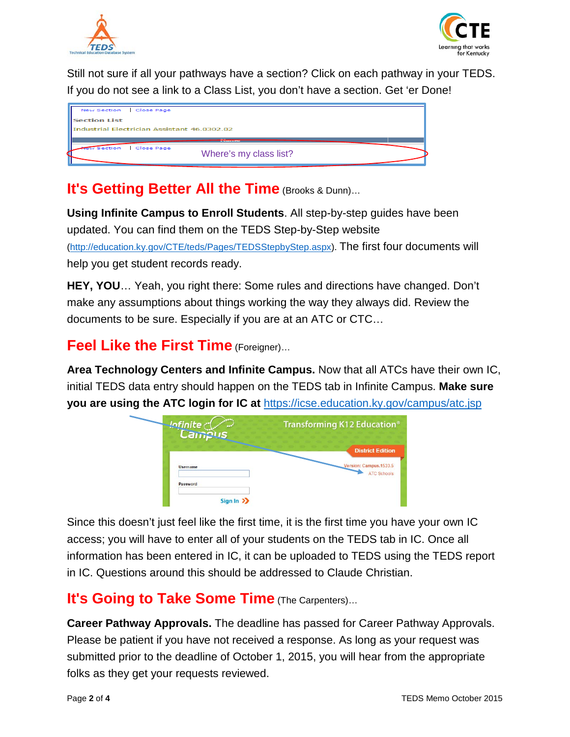Still not sure if all your pathways have a section? Click on each pathway in your TEDS. If you do not see a link to a Class List, you don't have a section. Get 'er Done!

New Section | Close Page

Section List

Industrial Electrician Assistant 46.0302.02

New Section | Close Page

Where's my class list?

## It's Getting Better All the Time (Brooks & Dunn)…

**Using Infinite Campus to Enroll Students**. All step-by-step guides have been updated. You can find them on the TEDS Step-by-Step website (http://education.ky.gov/CTE/teds/Pages/TEDSStepbyStep.aspx). The first four documents will help you get student records ready.

**HEY, YOU**… Yeah, you right there: Some rules and directions have changed. Don't make any assumptions about things working the way they always did. Review the documents to be sure. Especially if you are at an ATC or CTC…

## Feel Like the First Time (Foreigner)…

**Area Technology Centers and Infinite Campus.** Now that all ATCs have their own IC, initial TEDS data entry should happen on the TEDS tab in Infinite Campus. **Make sure you are using the ATC login for IC at** https://icse.education.ky.gov/campus/atc.jsp

Infinite Campus

Transforming K12 Education®

District Edition

Version: Campus.1533.5

ATC Schools

Username

Password

Sign In

Since this doesn't just feel like the first time, it is the first time you have your own IC access; you will have to enter all of your students on the TEDS tab in IC. Once all information has been entered in IC, it can be uploaded to TEDS using the TEDS report in IC. Questions around this should be addressed to Claude Christian.

## It's Going to Take Some Time (The Carpenters)…

**Career Pathway Approvals.** The deadline has passed for Career Pathway Approvals. Please be patient if you have not received a response. As long as your request was submitted prior to the deadline of October 1, 2015, you will hear from the appropriate folks as they get your requests reviewed.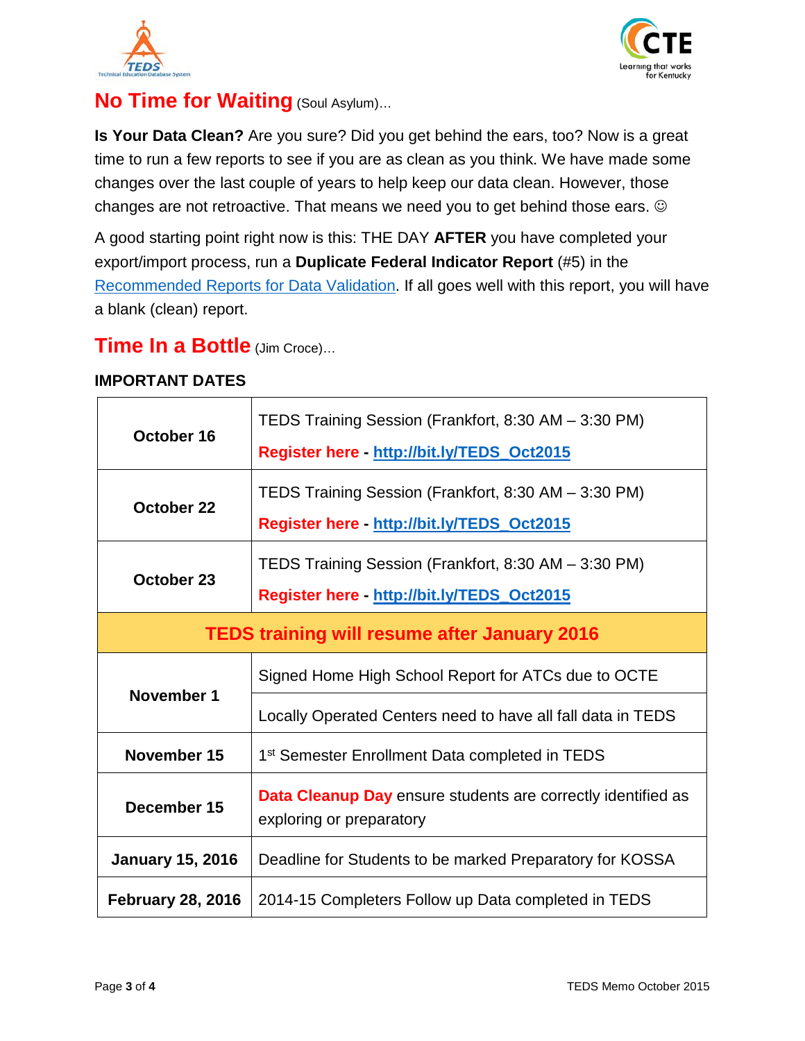## No Time for Waiting (Soul Asylum)…

**Is Your Data Clean?** Are you sure? Did you get behind the ears, too? Now is a great time to run a few reports to see if you are as clean as you think. We have made some changes over the last couple of years to help keep our data clean. However, those changes are not retroactive. That means we need you to get behind those ears. ☺

A good starting point right now is this: THE DAY **AFTER** you have completed your export/import process, run a **Duplicate Federal Indicator Report** (#5) in the Recommended Reports for Data Validation. If all goes well with this report, you will have a blank (clean) report.

## Time In a Bottle (Jim Croce)…

**IMPORTANT DATES**

| | |
|---|---|
| **October 16** | TEDS Training Session (Frankfort, 8:30 AM – 3:30 PM)<br>**Register here - http://bit.ly/TEDS_Oct2015** |
| **October 22** | TEDS Training Session (Frankfort, 8:30 AM – 3:30 PM)<br>**Register here - http://bit.ly/TEDS_Oct2015** |
| **October 23** | TEDS Training Session (Frankfort, 8:30 AM – 3:30 PM)<br>**Register here - http://bit.ly/TEDS_Oct2015** |
| **TEDS training will resume after January 2016** | |
| **November 1** | Signed Home High School Report for ATCs due to OCTE |
| | Locally Operated Centers need to have all fall data in TEDS |
| **November 15** | 1st Semester Enrollment Data completed in TEDS |
| **December 15** | **Data Cleanup Day** ensure students are correctly identified as exploring or preparatory |
| **January 15, 2016** | Deadline for Students to be marked Preparatory for KOSSA |
| **February 28, 2016** | 2014-15 Completers Follow up Data completed in TEDS |